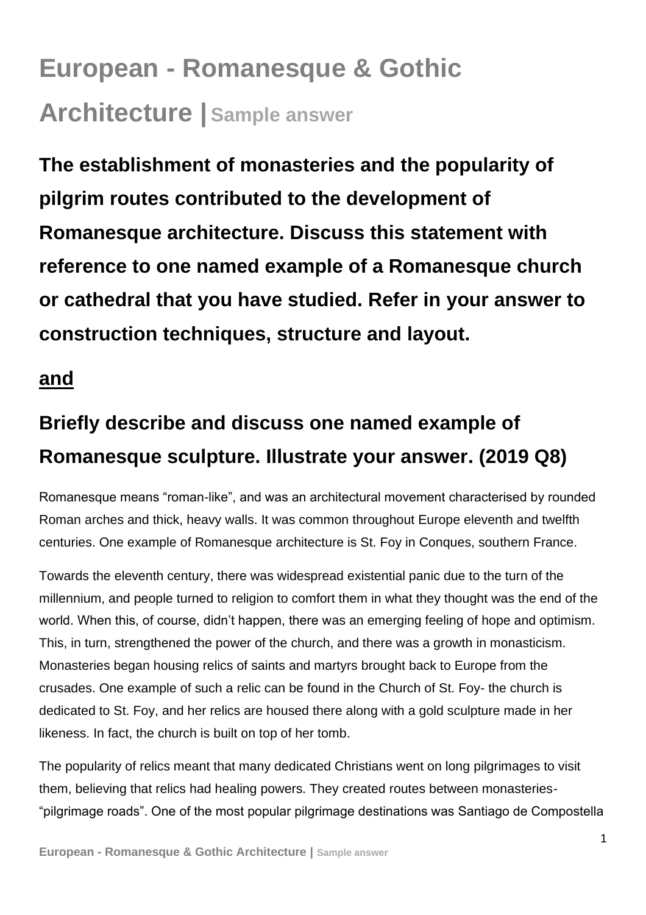# European - Romanesque & Gothic Architecture | Sample answer

## The establishment of monasteries and the popularity of pilgrim routes contributed to the development of Romanesque architecture. Discuss this statement with reference to one named example of a Romanesque church or cathedral that you have studied. Refer in your answer to construction techniques, structure and layout.

## <u>and</u>

## Briefly describe and discuss one named example of Romanesque sculpture. Illustrate your answer. (2019 Q8)

Romanesque means "roman-like", and was an architectural movement characterised by rounded Roman arches and thick, heavy walls. It was common throughout Europe eleventh and twelfth centuries. One example of Romanesque architecture is St. Foy in Conques, southern France.

Towards the eleventh century, there was widespread existential panic due to the turn of the millennium, and people turned to religion to comfort them in what they thought was the end of the world. When this, of course, didn't happen, there was an emerging feeling of hope and optimism. This, in turn, strengthened the power of the church, and there was a growth in monasticism. Monasteries began housing relics of saints and martyrs brought back to Europe from the crusades. One example of such a relic can be found in the Church of St. Foy- the church is dedicated to St. Foy, and her relics are housed there along with a gold sculpture made in her likeness. In fact, the church is built on top of her tomb.

The popularity of relics meant that many dedicated Christians went on long pilgrimages to visit them, believing that relics had healing powers. They created routes between monasteries- "pilgrimage roads". One of the most popular pilgrimage destinations was Santiago de Compostella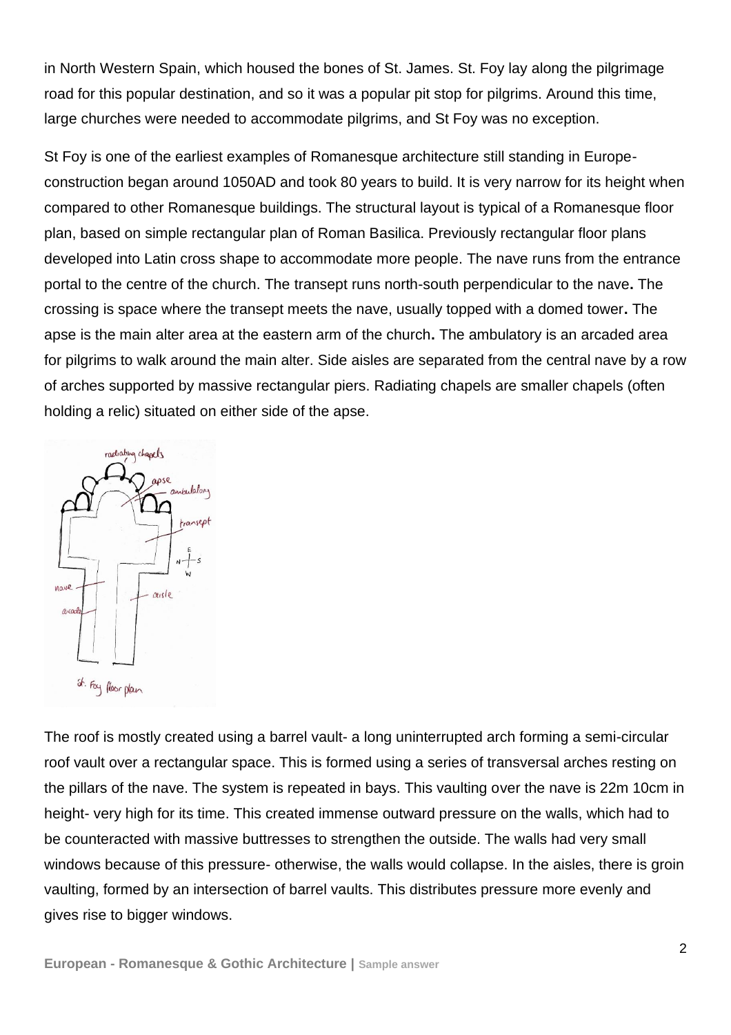in North Western Spain, which housed the bones of St. James. St. Foy lay along the pilgrimage road for this popular destination, and so it was a popular pit stop for pilgrims. Around this time, large churches were needed to accommodate pilgrims, and St Foy was no exception.

St Foy is one of the earliest examples of Romanesque architecture still standing in Europe- construction began around 1050AD and took 80 years to build. It is very narrow for its height when compared to other Romanesque buildings. The structural layout is typical of a Romanesque floor plan, based on simple rectangular plan of Roman Basilica. Previously rectangular floor plans developed into Latin cross shape to accommodate more people. The nave runs from the entrance portal to the centre of the church. The transept runs north-south perpendicular to the nave**.** The crossing is space where the transept meets the nave, usually topped with a domed tower**.** The apse is the main alter area at the eastern arm of the church**.** The ambulatory is an arcaded area for pilgrims to walk around the main alter. Side aisles are separated from the central nave by a row of arches supported by massive rectangular piers. Radiating chapels are smaller chapels (often holding a relic) situated on either side of the apse.

St. Foy floor plan

The roof is mostly created using a barrel vault- a long uninterrupted arch forming a semi-circular roof vault over a rectangular space. This is formed using a series of transversal arches resting on the pillars of the nave. The system is repeated in bays. This vaulting over the nave is 22m 10cm in height- very high for its time. This created immense outward pressure on the walls, which had to be counteracted with massive buttresses to strengthen the outside. The walls had very small windows because of this pressure- otherwise, the walls would collapse. In the aisles, there is groin vaulting, formed by an intersection of barrel vaults. This distributes pressure more evenly and gives rise to bigger windows.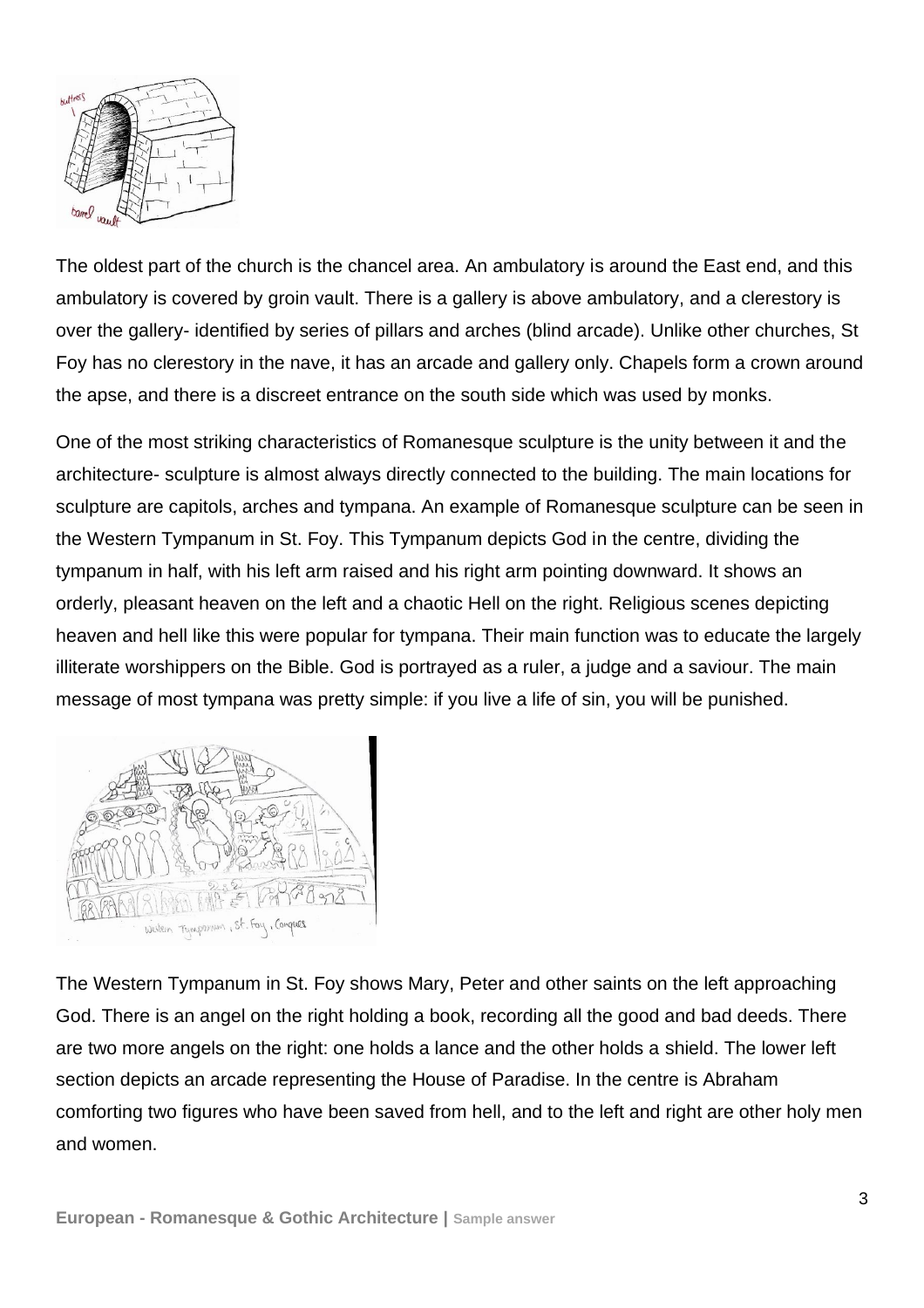The oldest part of the church is the chancel area. An ambulatory is around the East end, and this ambulatory is covered by groin vault. There is a gallery is above ambulatory, and a clerestory is over the gallery- identified by series of pillars and arches (blind arcade). Unlike other churches, St Foy has no clerestory in the nave, it has an arcade and gallery only. Chapels form a crown around the apse, and there is a discreet entrance on the south side which was used by monks.

One of the most striking characteristics of Romanesque sculpture is the unity between it and the architecture- sculpture is almost always directly connected to the building. The main locations for sculpture are capitols, arches and tympana. An example of Romanesque sculpture can be seen in the Western Tympanum in St. Foy. This Tympanum depicts God in the centre, dividing the tympanum in half, with his left arm raised and his right arm pointing downward. It shows an orderly, pleasant heaven on the left and a chaotic Hell on the right. Religious scenes depicting heaven and hell like this were popular for tympana. Their main function was to educate the largely illiterate worshippers on the Bible. God is portrayed as a ruler, a judge and a saviour. The main message of most tympana was pretty simple: if you live a life of sin, you will be punished.

The Western Tympanum in St. Foy shows Mary, Peter and other saints on the left approaching God. There is an angel on the right holding a book, recording all the good and bad deeds. There are two more angels on the right: one holds a lance and the other holds a shield. The lower left section depicts an arcade representing the House of Paradise. In the centre is Abraham comforting two figures who have been saved from hell, and to the left and right are other holy men and women.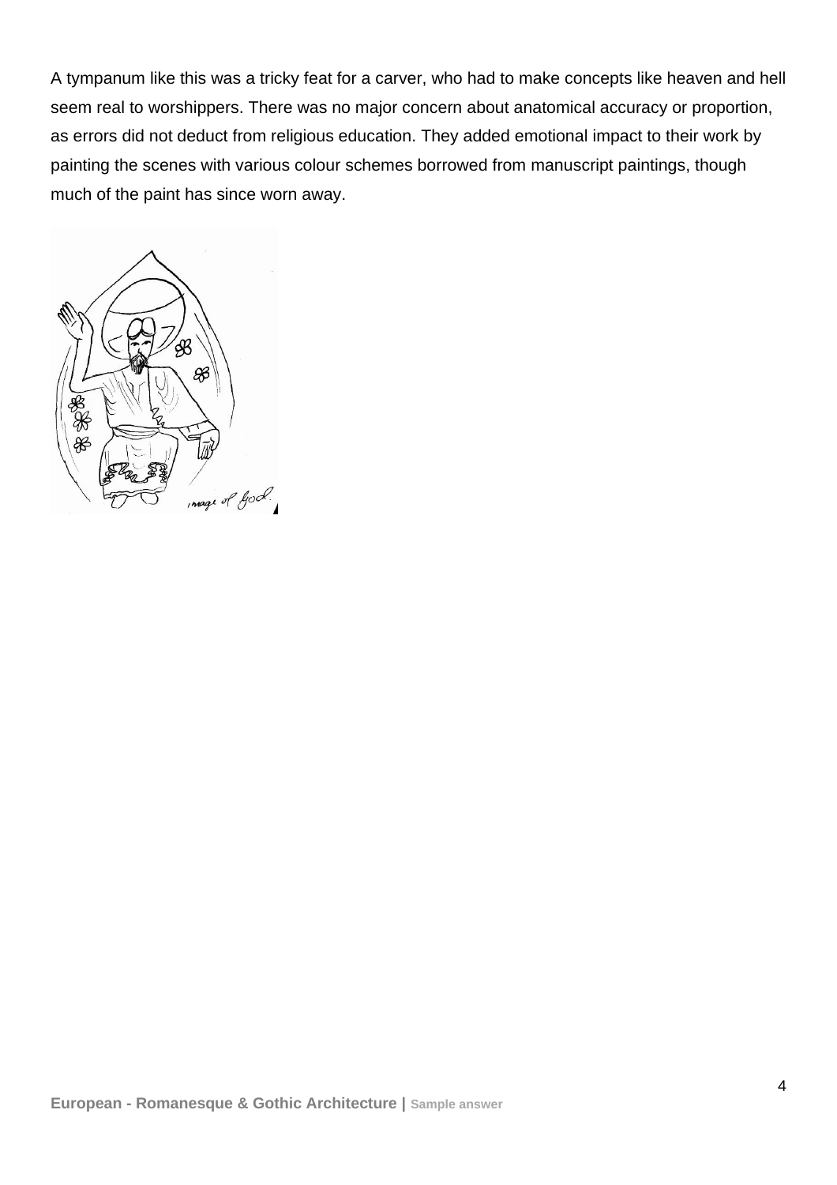A tympanum like this was a tricky feat for a carver, who had to make concepts like heaven and hell seem real to worshippers. There was no major concern about anatomical accuracy or proportion, as errors did not deduct from religious education. They added emotional impact to their work by painting the scenes with various colour schemes borrowed from manuscript paintings, though much of the paint has since worn away.